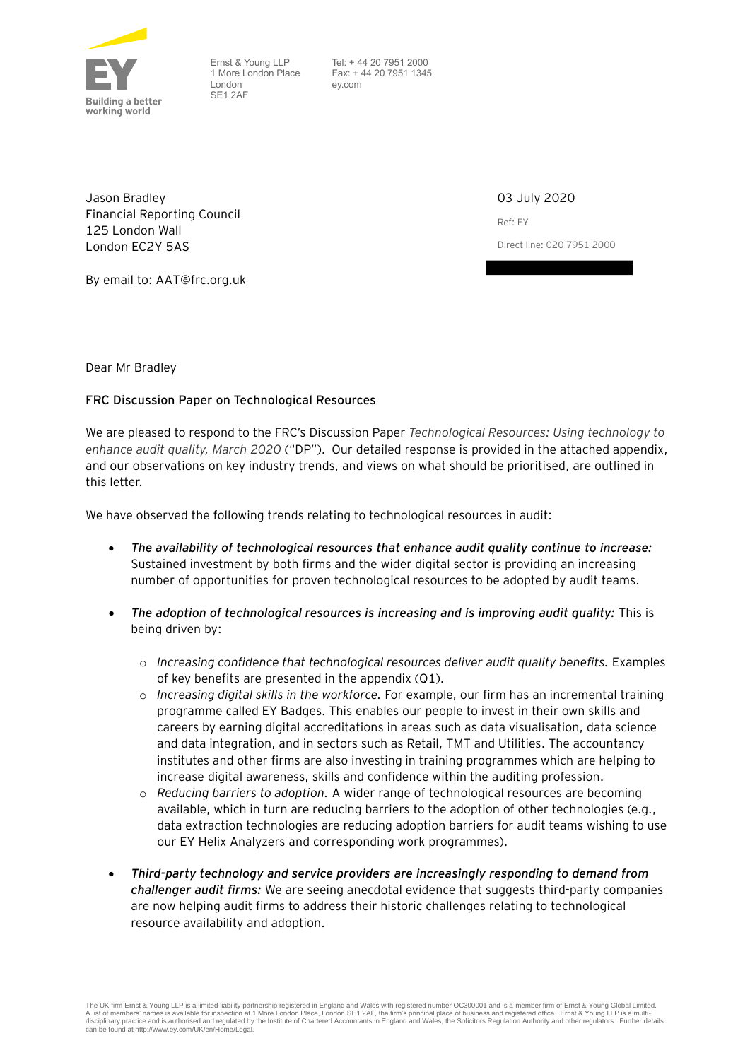Building a better working world

Ernst & Young LLP
1 More London Place
London
SE1 2AF

Tel: + 44 20 7951 2000
Fax: + 44 20 7951 1345
ey.com

Jason Bradley
Financial Reporting Council
125 London Wall
London EC2Y 5AS

By email to: AAT@frc.org.uk

03 July 2020

Ref: EY

Direct line: 020 7951 2000

Dear Mr Bradley

**FRC Discussion Paper on Technological Resources**

We are pleased to respond to the FRC's Discussion Paper *Technological Resources: Using technology to enhance audit quality, March 2020* ("DP"). Our detailed response is provided in the attached appendix, and our observations on key industry trends, and views on what should be prioritised, are outlined in this letter.

We have observed the following trends relating to technological resources in audit:

- ***The availability of technological resources that enhance audit quality continue to increase:*** Sustained investment by both firms and the wider digital sector is providing an increasing number of opportunities for proven technological resources to be adopted by audit teams.

- ***The adoption of technological resources is increasing and is improving audit quality:*** This is being driven by:
  - *Increasing confidence that technological resources deliver audit quality benefits.* Examples of key benefits are presented in the appendix (Q1).
  - *Increasing digital skills in the workforce.* For example, our firm has an incremental training programme called EY Badges. This enables our people to invest in their own skills and careers by earning digital accreditations in areas such as data visualisation, data science and data integration, and in sectors such as Retail, TMT and Utilities. The accountancy institutes and other firms are also investing in training programmes which are helping to increase digital awareness, skills and confidence within the auditing profession.
  - *Reducing barriers to adoption.* A wider range of technological resources are becoming available, which in turn are reducing barriers to the adoption of other technologies (e.g., data extraction technologies are reducing adoption barriers for audit teams wishing to use our EY Helix Analyzers and corresponding work programmes).

- ***Third-party technology and service providers are increasingly responding to demand from challenger audit firms:*** We are seeing anecdotal evidence that suggests third-party companies are now helping audit firms to address their historic challenges relating to technological resource availability and adoption.

The UK firm Ernst & Young LLP is a limited liability partnership registered in England and Wales with registered number OC300001 and is a member firm of Ernst & Young Global Limited. A list of members' names is available for inspection at 1 More London Place, London SE1 2AF, the firm's principal place of business and registered office. Ernst & Young LLP is a multi-disciplinary practice and is authorised and regulated by the Institute of Chartered Accountants in England and Wales, the Solicitors Regulation Authority and other regulators. Further details can be found at http://www.ey.com/UK/en/Home/Legal.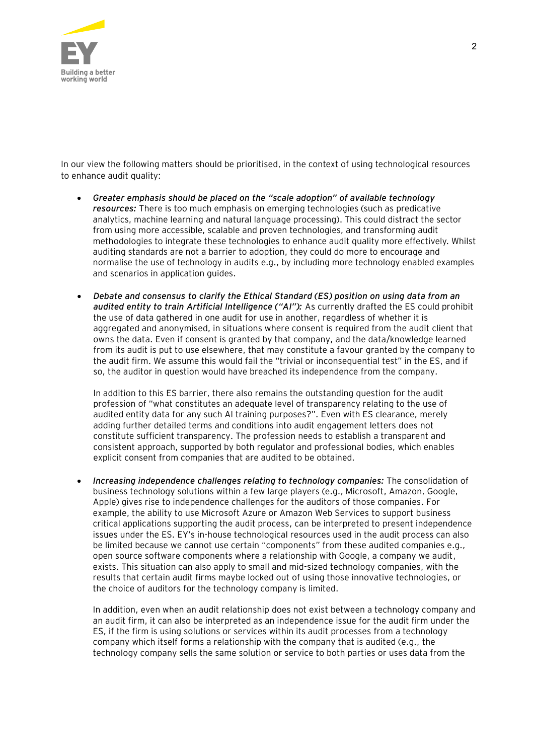In our view the following matters should be prioritised, in the context of using technological resources to enhance audit quality:

- ***Greater emphasis should be placed on the "scale adoption" of available technology resources:*** There is too much emphasis on emerging technologies (such as predicative analytics, machine learning and natural language processing). This could distract the sector from using more accessible, scalable and proven technologies, and transforming audit methodologies to integrate these technologies to enhance audit quality more effectively. Whilst auditing standards are not a barrier to adoption, they could do more to encourage and normalise the use of technology in audits e.g., by including more technology enabled examples and scenarios in application guides.

- ***Debate and consensus to clarify the Ethical Standard (ES) position on using data from an audited entity to train Artificial Intelligence ("AI"):*** As currently drafted the ES could prohibit the use of data gathered in one audit for use in another, regardless of whether it is aggregated and anonymised, in situations where consent is required from the audit client that owns the data. Even if consent is granted by that company, and the data/knowledge learned from its audit is put to use elsewhere, that may constitute a favour granted by the company to the audit firm. We assume this would fail the "trivial or inconsequential test" in the ES, and if so, the auditor in question would have breached its independence from the company.

  In addition to this ES barrier, there also remains the outstanding question for the audit profession of "what constitutes an adequate level of transparency relating to the use of audited entity data for any such AI training purposes?". Even with ES clearance, merely adding further detailed terms and conditions into audit engagement letters does not constitute sufficient transparency. The profession needs to establish a transparent and consistent approach, supported by both regulator and professional bodies, which enables explicit consent from companies that are audited to be obtained.

- ***Increasing independence challenges relating to technology companies:*** The consolidation of business technology solutions within a few large players (e.g., Microsoft, Amazon, Google, Apple) gives rise to independence challenges for the auditors of those companies. For example, the ability to use Microsoft Azure or Amazon Web Services to support business critical applications supporting the audit process, can be interpreted to present independence issues under the ES. EY's in-house technological resources used in the audit process can also be limited because we cannot use certain "components" from these audited companies e.g., open source software components where a relationship with Google, a company we audit, exists. This situation can also apply to small and mid-sized technology companies, with the results that certain audit firms maybe locked out of using those innovative technologies, or the choice of auditors for the technology company is limited.

  In addition, even when an audit relationship does not exist between a technology company and an audit firm, it can also be interpreted as an independence issue for the audit firm under the ES, if the firm is using solutions or services within its audit processes from a technology company which itself forms a relationship with the company that is audited (e.g., the technology company sells the same solution or service to both parties or uses data from the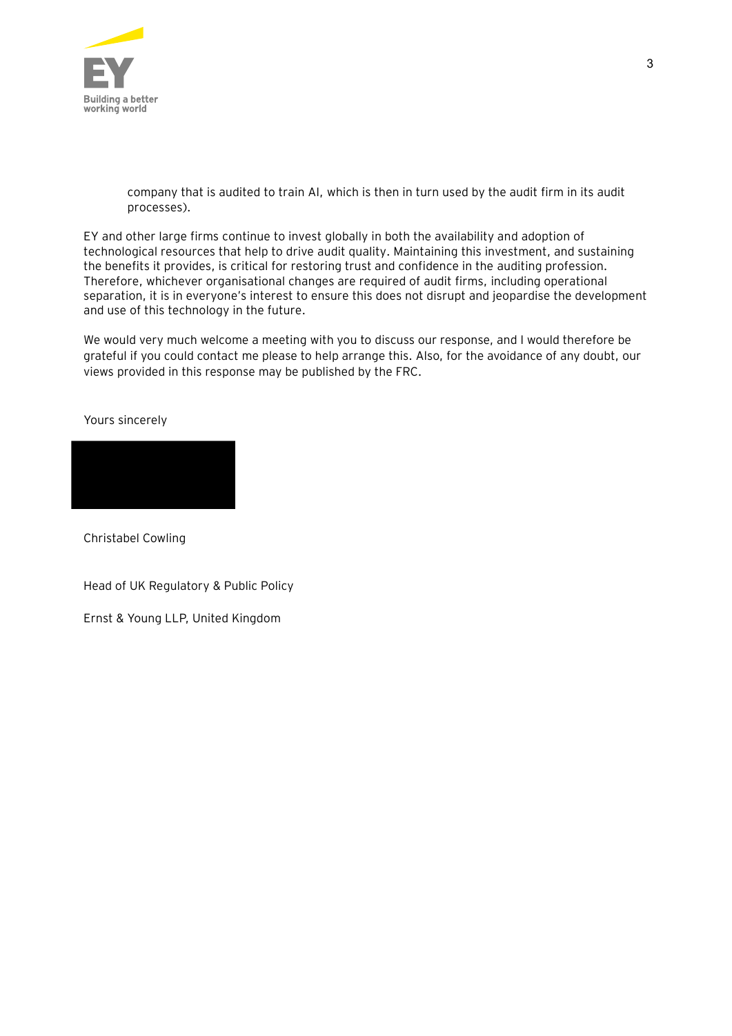company that is audited to train AI, which is then in turn used by the audit firm in its audit processes).

EY and other large firms continue to invest globally in both the availability and adoption of technological resources that help to drive audit quality. Maintaining this investment, and sustaining the benefits it provides, is critical for restoring trust and confidence in the auditing profession. Therefore, whichever organisational changes are required of audit firms, including operational separation, it is in everyone's interest to ensure this does not disrupt and jeopardise the development and use of this technology in the future.

We would very much welcome a meeting with you to discuss our response, and I would therefore be grateful if you could contact me please to help arrange this. Also, for the avoidance of any doubt, our views provided in this response may be published by the FRC.

Yours sincerely

Christabel Cowling

Head of UK Regulatory & Public Policy

Ernst & Young LLP, United Kingdom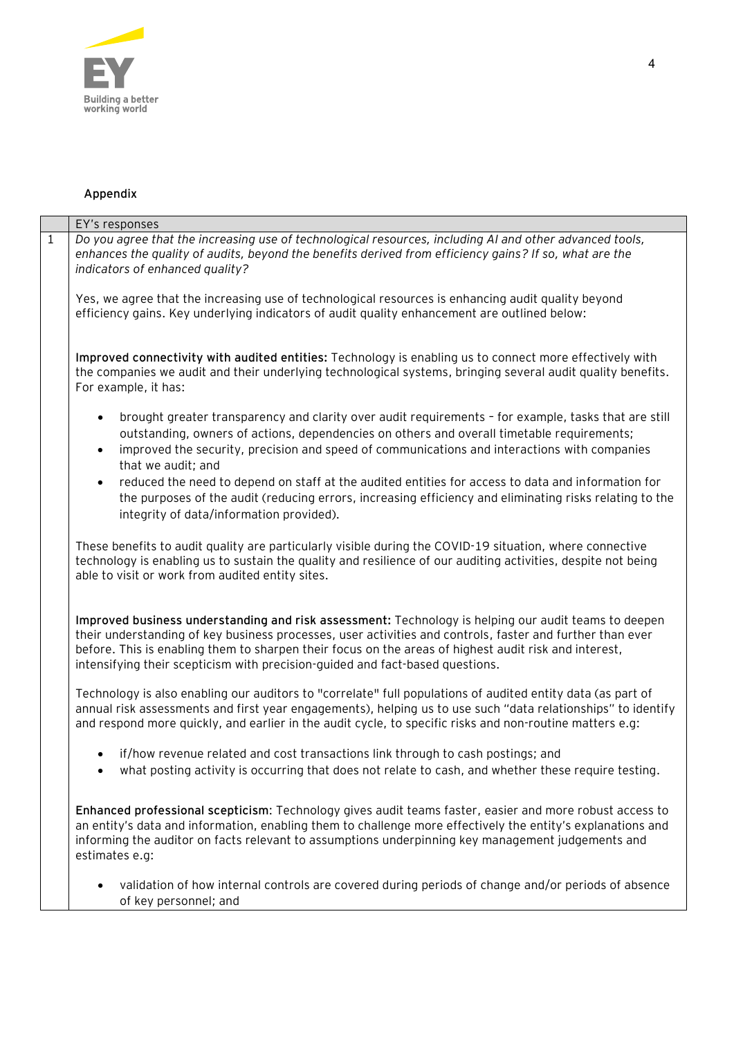## Appendix

| | EY's responses |
|---|---|
| 1 | *Do you agree that the increasing use of technological resources, including AI and other advanced tools, enhances the quality of audits, beyond the benefits derived from efficiency gains? If so, what are the indicators of enhanced quality?*<br><br>Yes, we agree that the increasing use of technological resources is enhancing audit quality beyond efficiency gains. Key underlying indicators of audit quality enhancement are outlined below:<br><br>**Improved connectivity with audited entities:** Technology is enabling us to connect more effectively with the companies we audit and their underlying technological systems, bringing several audit quality benefits. For example, it has:<br><br>• brought greater transparency and clarity over audit requirements – for example, tasks that are still outstanding, owners of actions, dependencies on others and overall timetable requirements;<br>• improved the security, precision and speed of communications and interactions with companies that we audit; and<br>• reduced the need to depend on staff at the audited entities for access to data and information for the purposes of the audit (reducing errors, increasing efficiency and eliminating risks relating to the integrity of data/information provided).<br><br>These benefits to audit quality are particularly visible during the COVID-19 situation, where connective technology is enabling us to sustain the quality and resilience of our auditing activities, despite not being able to visit or work from audited entity sites.<br><br>**Improved business understanding and risk assessment:** Technology is helping our audit teams to deepen their understanding of key business processes, user activities and controls, faster and further than ever before. This is enabling them to sharpen their focus on the areas of highest audit risk and interest, intensifying their scepticism with precision-guided and fact-based questions.<br><br>Technology is also enabling our auditors to "correlate" full populations of audited entity data (as part of annual risk assessments and first year engagements), helping us to use such "data relationships" to identify and respond more quickly, and earlier in the audit cycle, to specific risks and non-routine matters e.g:<br><br>• if/how revenue related and cost transactions link through to cash postings; and<br>• what posting activity is occurring that does not relate to cash, and whether these require testing.<br><br>**Enhanced professional scepticism**: Technology gives audit teams faster, easier and more robust access to an entity's data and information, enabling them to challenge more effectively the entity's explanations and informing the auditor on facts relevant to assumptions underpinning key management judgements and estimates e.g:<br><br>• validation of how internal controls are covered during periods of change and/or periods of absence of key personnel; and |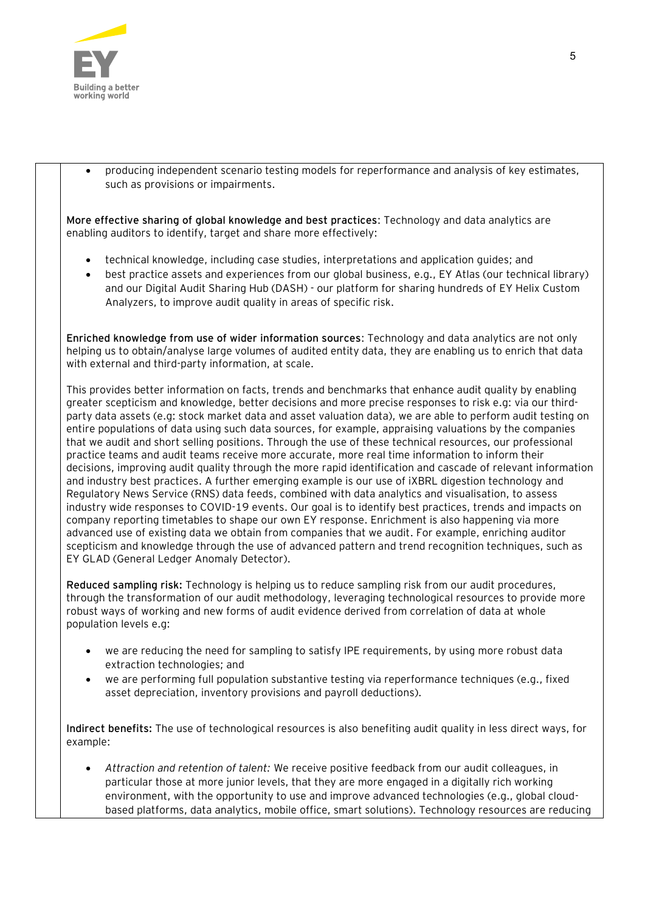- producing independent scenario testing models for reperformance and analysis of key estimates, such as provisions or impairments.

**More effective sharing of global knowledge and best practices**: Technology and data analytics are enabling auditors to identify, target and share more effectively:

- technical knowledge, including case studies, interpretations and application guides; and
- best practice assets and experiences from our global business, e.g., EY Atlas (our technical library) and our Digital Audit Sharing Hub (DASH) - our platform for sharing hundreds of EY Helix Custom Analyzers, to improve audit quality in areas of specific risk.

**Enriched knowledge from use of wider information sources**: Technology and data analytics are not only helping us to obtain/analyse large volumes of audited entity data, they are enabling us to enrich that data with external and third-party information, at scale.

This provides better information on facts, trends and benchmarks that enhance audit quality by enabling greater scepticism and knowledge, better decisions and more precise responses to risk e.g: via our third-party data assets (e.g: stock market data and asset valuation data), we are able to perform audit testing on entire populations of data using such data sources, for example, appraising valuations by the companies that we audit and short selling positions. Through the use of these technical resources, our professional practice teams and audit teams receive more accurate, more real time information to inform their decisions, improving audit quality through the more rapid identification and cascade of relevant information and industry best practices. A further emerging example is our use of iXBRL digestion technology and Regulatory News Service (RNS) data feeds, combined with data analytics and visualisation, to assess industry wide responses to COVID-19 events. Our goal is to identify best practices, trends and impacts on company reporting timetables to shape our own EY response. Enrichment is also happening via more advanced use of existing data we obtain from companies that we audit. For example, enriching auditor scepticism and knowledge through the use of advanced pattern and trend recognition techniques, such as EY GLAD (General Ledger Anomaly Detector).

**Reduced sampling risk:** Technology is helping us to reduce sampling risk from our audit procedures, through the transformation of our audit methodology, leveraging technological resources to provide more robust ways of working and new forms of audit evidence derived from correlation of data at whole population levels e.g:

- we are reducing the need for sampling to satisfy IPE requirements, by using more robust data extraction technologies; and
- we are performing full population substantive testing via reperformance techniques (e.g., fixed asset depreciation, inventory provisions and payroll deductions).

**Indirect benefits:** The use of technological resources is also benefiting audit quality in less direct ways, for example:

- *Attraction and retention of talent:* We receive positive feedback from our audit colleagues, in particular those at more junior levels, that they are more engaged in a digitally rich working environment, with the opportunity to use and improve advanced technologies (e.g., global cloud-based platforms, data analytics, mobile office, smart solutions). Technology resources are reducing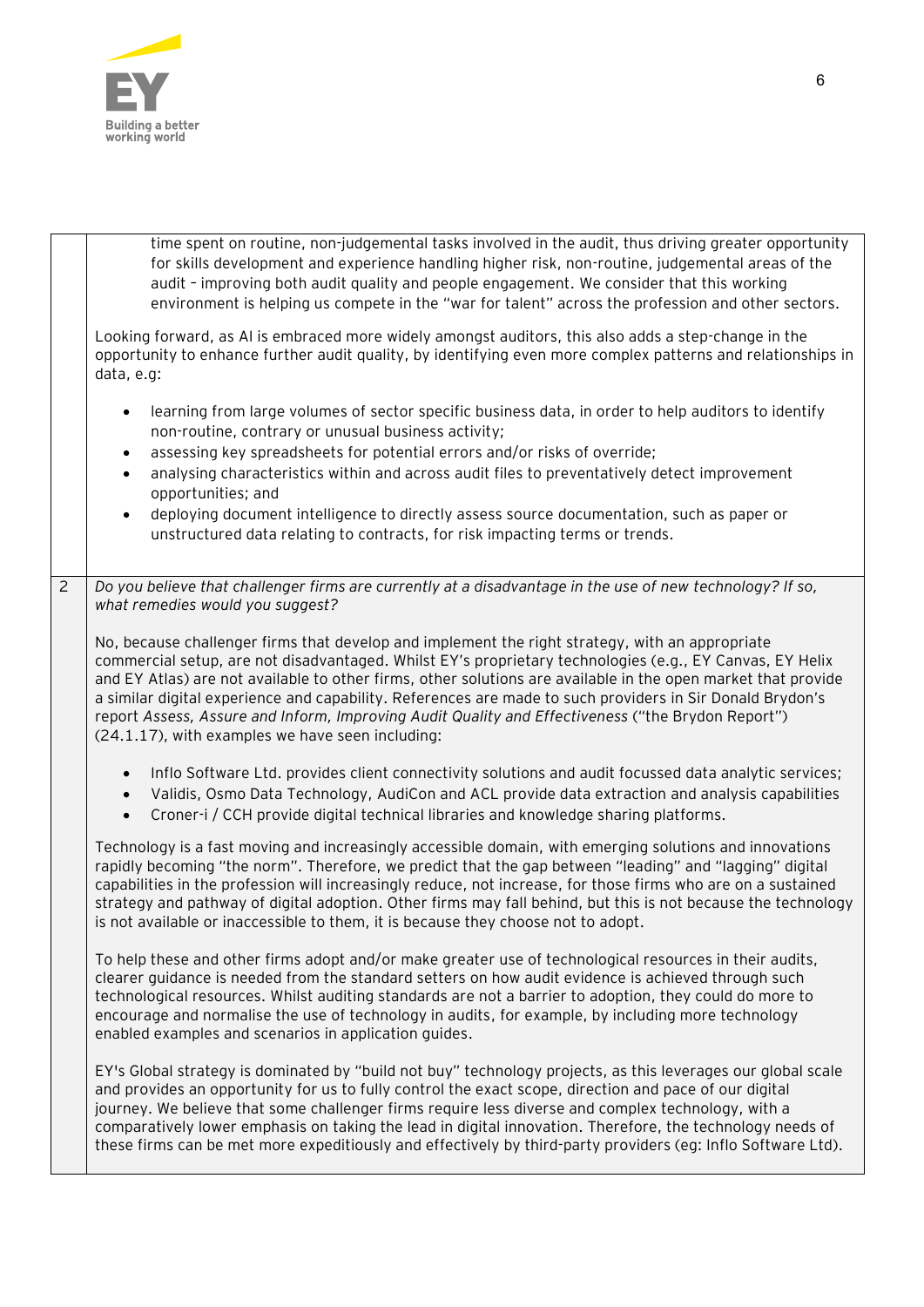| | |
|---|---|
| | time spent on routine, non-judgemental tasks involved in the audit, thus driving greater opportunity for skills development and experience handling higher risk, non-routine, judgemental areas of the audit – improving both audit quality and people engagement. We consider that this working environment is helping us compete in the "war for talent" across the profession and other sectors.<br><br>Looking forward, as AI is embraced more widely amongst auditors, this also adds a step-change in the opportunity to enhance further audit quality, by identifying even more complex patterns and relationships in data, e.g:<br><br>• learning from large volumes of sector specific business data, in order to help auditors to identify non-routine, contrary or unusual business activity;<br>• assessing key spreadsheets for potential errors and/or risks of override;<br>• analysing characteristics within and across audit files to preventatively detect improvement opportunities; and<br>• deploying document intelligence to directly assess source documentation, such as paper or unstructured data relating to contracts, for risk impacting terms or trends. |
| 2 | *Do you believe that challenger firms are currently at a disadvantage in the use of new technology? If so, what remedies would you suggest?*<br><br>No, because challenger firms that develop and implement the right strategy, with an appropriate commercial setup, are not disadvantaged. Whilst EY's proprietary technologies (e.g., EY Canvas, EY Helix and EY Atlas) are not available to other firms, other solutions are available in the open market that provide a similar digital experience and capability. References are made to such providers in Sir Donald Brydon's report *Assess, Assure and Inform, Improving Audit Quality and Effectiveness* ("the Brydon Report") (24.1.17), with examples we have seen including:<br><br>• Inflo Software Ltd. provides client connectivity solutions and audit focussed data analytic services;<br>• Validis, Osmo Data Technology, AudiCon and ACL provide data extraction and analysis capabilities<br>• Croner-i / CCH provide digital technical libraries and knowledge sharing platforms.<br><br>Technology is a fast moving and increasingly accessible domain, with emerging solutions and innovations rapidly becoming "the norm". Therefore, we predict that the gap between "leading" and "lagging" digital capabilities in the profession will increasingly reduce, not increase, for those firms who are on a sustained strategy and pathway of digital adoption. Other firms may fall behind, but this is not because the technology is not available or inaccessible to them, it is because they choose not to adopt.<br><br>To help these and other firms adopt and/or make greater use of technological resources in their audits, clearer guidance is needed from the standard setters on how audit evidence is achieved through such technological resources. Whilst auditing standards are not a barrier to adoption, they could do more to encourage and normalise the use of technology in audits, for example, by including more technology enabled examples and scenarios in application guides.<br><br>EY's Global strategy is dominated by "build not buy" technology projects, as this leverages our global scale and provides an opportunity for us to fully control the exact scope, direction and pace of our digital journey. We believe that some challenger firms require less diverse and complex technology, with a comparatively lower emphasis on taking the lead in digital innovation. Therefore, the technology needs of these firms can be met more expeditiously and effectively by third-party providers (eg: Inflo Software Ltd). |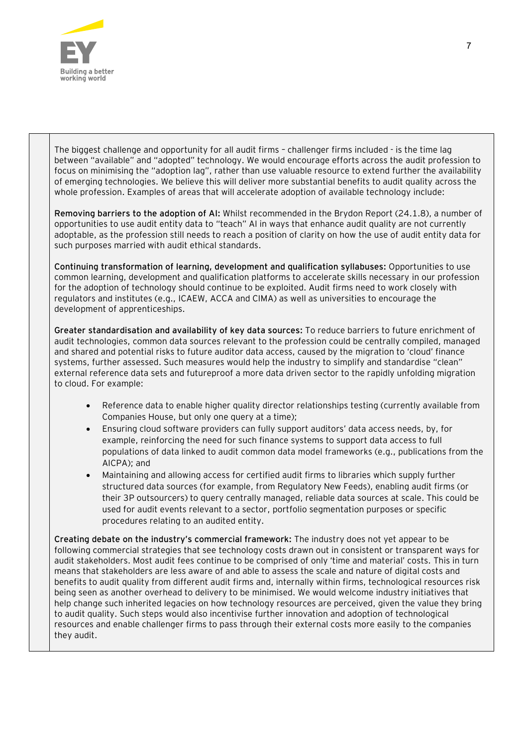The biggest challenge and opportunity for all audit firms – challenger firms included - is the time lag between "available" and "adopted" technology. We would encourage efforts across the audit profession to focus on minimising the "adoption lag", rather than use valuable resource to extend further the availability of emerging technologies. We believe this will deliver more substantial benefits to audit quality across the whole profession. Examples of areas that will accelerate adoption of available technology include:

**Removing barriers to the adoption of AI:** Whilst recommended in the Brydon Report (24.1.8), a number of opportunities to use audit entity data to "teach" AI in ways that enhance audit quality are not currently adoptable, as the profession still needs to reach a position of clarity on how the use of audit entity data for such purposes married with audit ethical standards.

**Continuing transformation of learning, development and qualification syllabuses:** Opportunities to use common learning, development and qualification platforms to accelerate skills necessary in our profession for the adoption of technology should continue to be exploited. Audit firms need to work closely with regulators and institutes (e.g., ICAEW, ACCA and CIMA) as well as universities to encourage the development of apprenticeships.

**Greater standardisation and availability of key data sources:** To reduce barriers to future enrichment of audit technologies, common data sources relevant to the profession could be centrally compiled, managed and shared and potential risks to future auditor data access, caused by the migration to 'cloud' finance systems, further assessed. Such measures would help the industry to simplify and standardise "clean" external reference data sets and futureproof a more data driven sector to the rapidly unfolding migration to cloud. For example:

- Reference data to enable higher quality director relationships testing (currently available from Companies House, but only one query at a time);
- Ensuring cloud software providers can fully support auditors' data access needs, by, for example, reinforcing the need for such finance systems to support data access to full populations of data linked to audit common data model frameworks (e.g., publications from the AICPA); and
- Maintaining and allowing access for certified audit firms to libraries which supply further structured data sources (for example, from Regulatory New Feeds), enabling audit firms (or their 3P outsourcers) to query centrally managed, reliable data sources at scale. This could be used for audit events relevant to a sector, portfolio segmentation purposes or specific procedures relating to an audited entity.

**Creating debate on the industry's commercial framework:** The industry does not yet appear to be following commercial strategies that see technology costs drawn out in consistent or transparent ways for audit stakeholders. Most audit fees continue to be comprised of only 'time and material' costs. This in turn means that stakeholders are less aware of and able to assess the scale and nature of digital costs and benefits to audit quality from different audit firms and, internally within firms, technological resources risk being seen as another overhead to delivery to be minimised. We would welcome industry initiatives that help change such inherited legacies on how technology resources are perceived, given the value they bring to audit quality. Such steps would also incentivise further innovation and adoption of technological resources and enable challenger firms to pass through their external costs more easily to the companies they audit.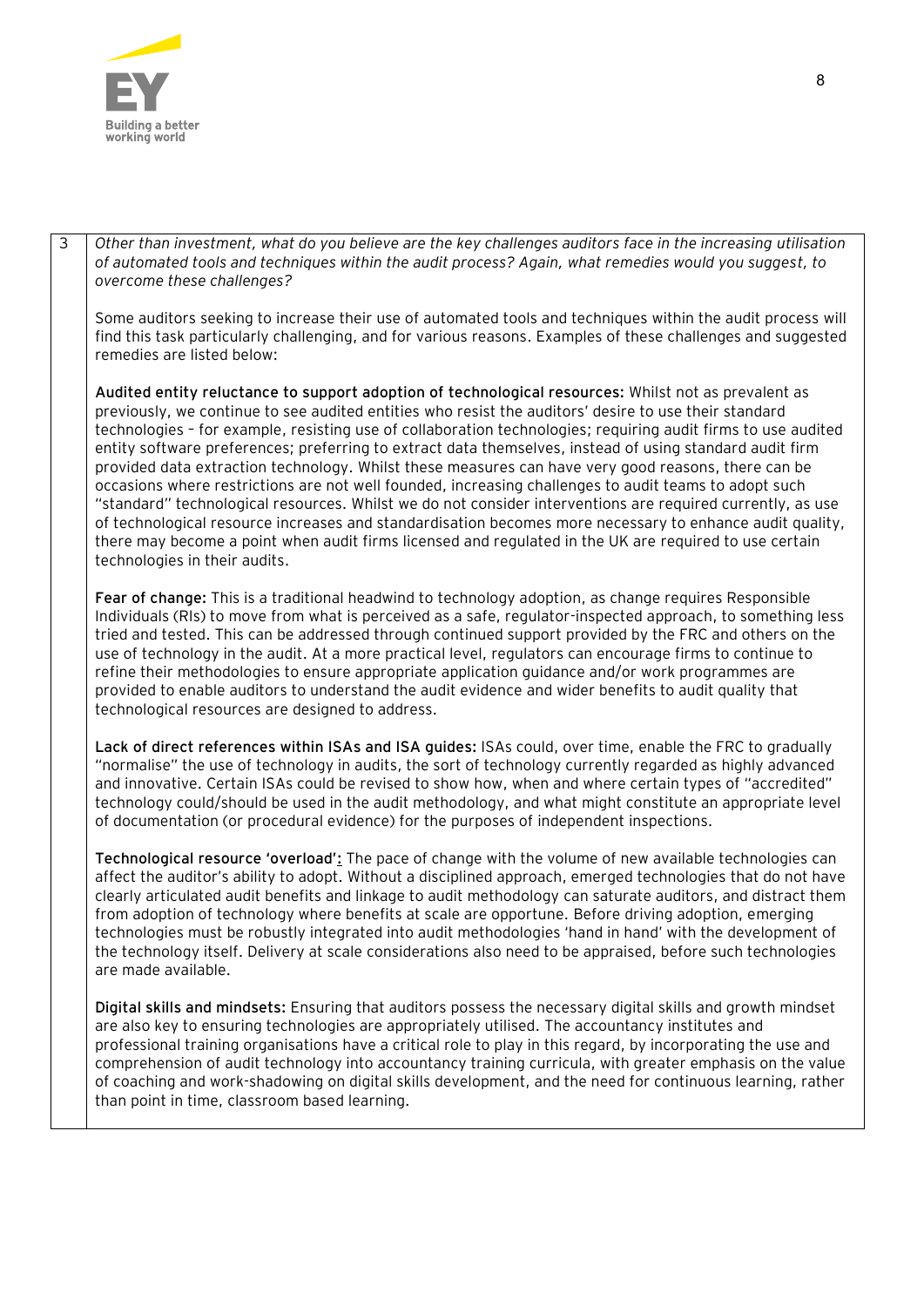| 3 | *Other than investment, what do you believe are the key challenges auditors face in the increasing utilisation of automated tools and techniques within the audit process? Again, what remedies would you suggest, to overcome these challenges?*<br><br>Some auditors seeking to increase their use of automated tools and techniques within the audit process will find this task particularly challenging, and for various reasons. Examples of these challenges and suggested remedies are listed below:<br><br>**Audited entity reluctance to support adoption of technological resources:** Whilst not as prevalent as previously, we continue to see audited entities who resist the auditors' desire to use their standard technologies – for example, resisting use of collaboration technologies; requiring audit firms to use audited entity software preferences; preferring to extract data themselves, instead of using standard audit firm provided data extraction technology. Whilst these measures can have very good reasons, there can be occasions where restrictions are not well founded, increasing challenges to audit teams to adopt such "standard" technological resources. Whilst we do not consider interventions are required currently, as use of technological resource increases and standardisation becomes more necessary to enhance audit quality, there may become a point when audit firms licensed and regulated in the UK are required to use certain technologies in their audits.<br><br>**Fear of change:** This is a traditional headwind to technology adoption, as change requires Responsible Individuals (RIs) to move from what is perceived as a safe, regulator-inspected approach, to something less tried and tested. This can be addressed through continued support provided by the FRC and others on the use of technology in the audit. At a more practical level, regulators can encourage firms to continue to refine their methodologies to ensure appropriate application guidance and/or work programmes are provided to enable auditors to understand the audit evidence and wider benefits to audit quality that technological resources are designed to address.<br><br>**Lack of direct references within ISAs and ISA guides:** ISAs could, over time, enable the FRC to gradually "normalise" the use of technology in audits, the sort of technology currently regarded as highly advanced and innovative. Certain ISAs could be revised to show how, when and where certain types of "accredited" technology could/should be used in the audit methodology, and what might constitute an appropriate level of documentation (or procedural evidence) for the purposes of independent inspections.<br><br>**Technological resource 'overload':** The pace of change with the volume of new available technologies can affect the auditor's ability to adopt. Without a disciplined approach, emerged technologies that do not have clearly articulated audit benefits and linkage to audit methodology can saturate auditors, and distract them from adoption of technology where benefits at scale are opportune. Before driving adoption, emerging technologies must be robustly integrated into audit methodologies 'hand in hand' with the development of the technology itself. Delivery at scale considerations also need to be appraised, before such technologies are made available.<br><br>**Digital skills and mindsets:** Ensuring that auditors possess the necessary digital skills and growth mindset are also key to ensuring technologies are appropriately utilised. The accountancy institutes and professional training organisations have a critical role to play in this regard, by incorporating the use and comprehension of audit technology into accountancy training curricula, with greater emphasis on the value of coaching and work-shadowing on digital skills development, and the need for continuous learning, rather than point in time, classroom based learning. |
|---|---|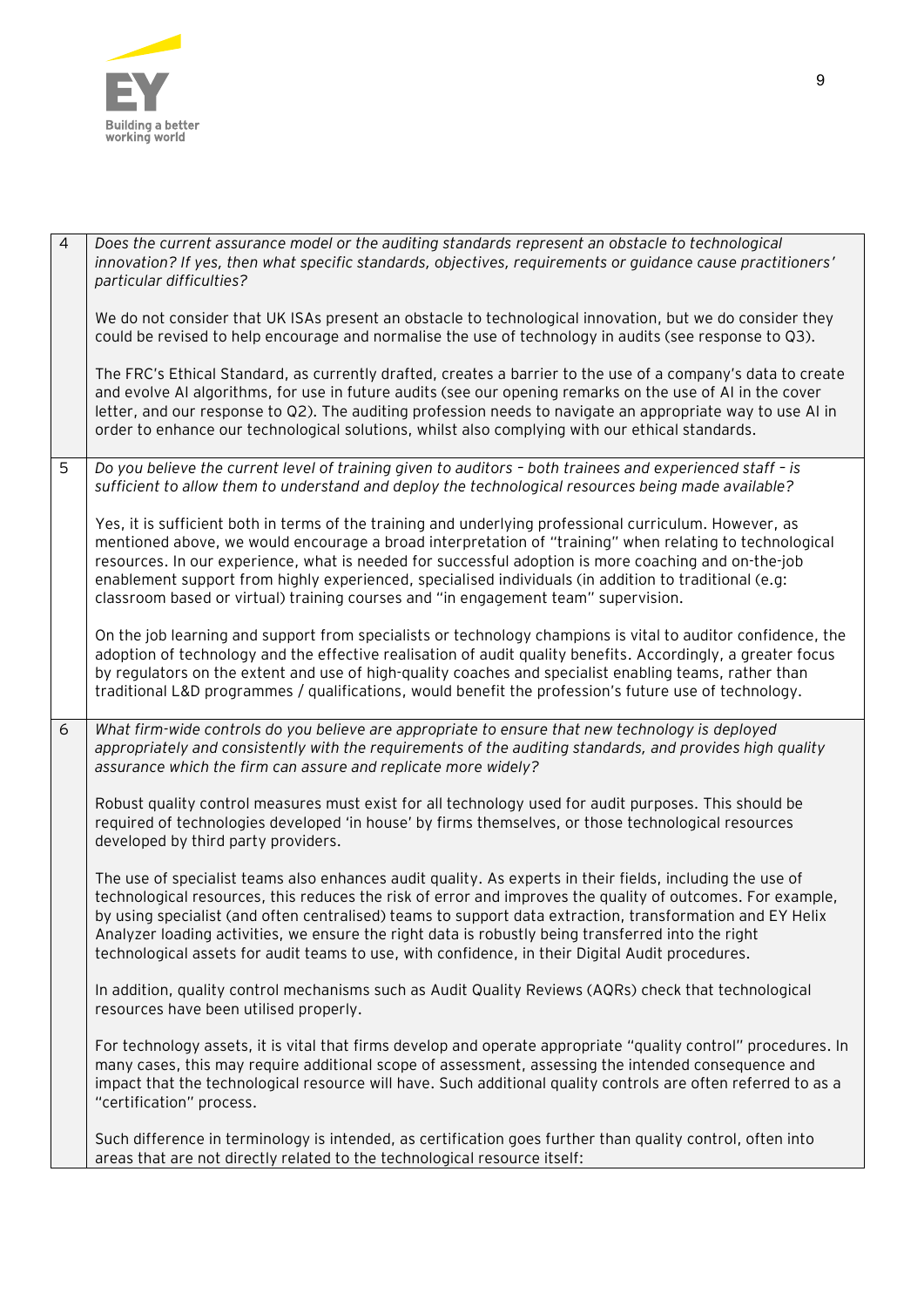| | |
|---|---|
| 4 | *Does the current assurance model or the auditing standards represent an obstacle to technological innovation? If yes, then what specific standards, objectives, requirements or guidance cause practitioners' particular difficulties?*<br><br>We do not consider that UK ISAs present an obstacle to technological innovation, but we do consider they could be revised to help encourage and normalise the use of technology in audits (see response to Q3).<br><br>The FRC's Ethical Standard, as currently drafted, creates a barrier to the use of a company's data to create and evolve AI algorithms, for use in future audits (see our opening remarks on the use of AI in the cover letter, and our response to Q2). The auditing profession needs to navigate an appropriate way to use AI in order to enhance our technological solutions, whilst also complying with our ethical standards. |
| 5 | *Do you believe the current level of training given to auditors – both trainees and experienced staff – is sufficient to allow them to understand and deploy the technological resources being made available?*<br><br>Yes, it is sufficient both in terms of the training and underlying professional curriculum. However, as mentioned above, we would encourage a broad interpretation of "training" when relating to technological resources. In our experience, what is needed for successful adoption is more coaching and on-the-job enablement support from highly experienced, specialised individuals (in addition to traditional (e.g: classroom based or virtual) training courses and "in engagement team" supervision.<br><br>On the job learning and support from specialists or technology champions is vital to auditor confidence, the adoption of technology and the effective realisation of audit quality benefits. Accordingly, a greater focus by regulators on the extent and use of high-quality coaches and specialist enabling teams, rather than traditional L&D programmes / qualifications, would benefit the profession's future use of technology. |
| 6 | *What firm-wide controls do you believe are appropriate to ensure that new technology is deployed appropriately and consistently with the requirements of the auditing standards, and provides high quality assurance which the firm can assure and replicate more widely?*<br><br>Robust quality control measures must exist for all technology used for audit purposes. This should be required of technologies developed 'in house' by firms themselves, or those technological resources developed by third party providers.<br><br>The use of specialist teams also enhances audit quality. As experts in their fields, including the use of technological resources, this reduces the risk of error and improves the quality of outcomes. For example, by using specialist (and often centralised) teams to support data extraction, transformation and EY Helix Analyzer loading activities, we ensure the right data is robustly being transferred into the right technological assets for audit teams to use, with confidence, in their Digital Audit procedures.<br><br>In addition, quality control mechanisms such as Audit Quality Reviews (AQRs) check that technological resources have been utilised properly.<br><br>For technology assets, it is vital that firms develop and operate appropriate "quality control" procedures. In many cases, this may require additional scope of assessment, assessing the intended consequence and impact that the technological resource will have. Such additional quality controls are often referred to as a "certification" process.<br><br>Such difference in terminology is intended, as certification goes further than quality control, often into areas that are not directly related to the technological resource itself: |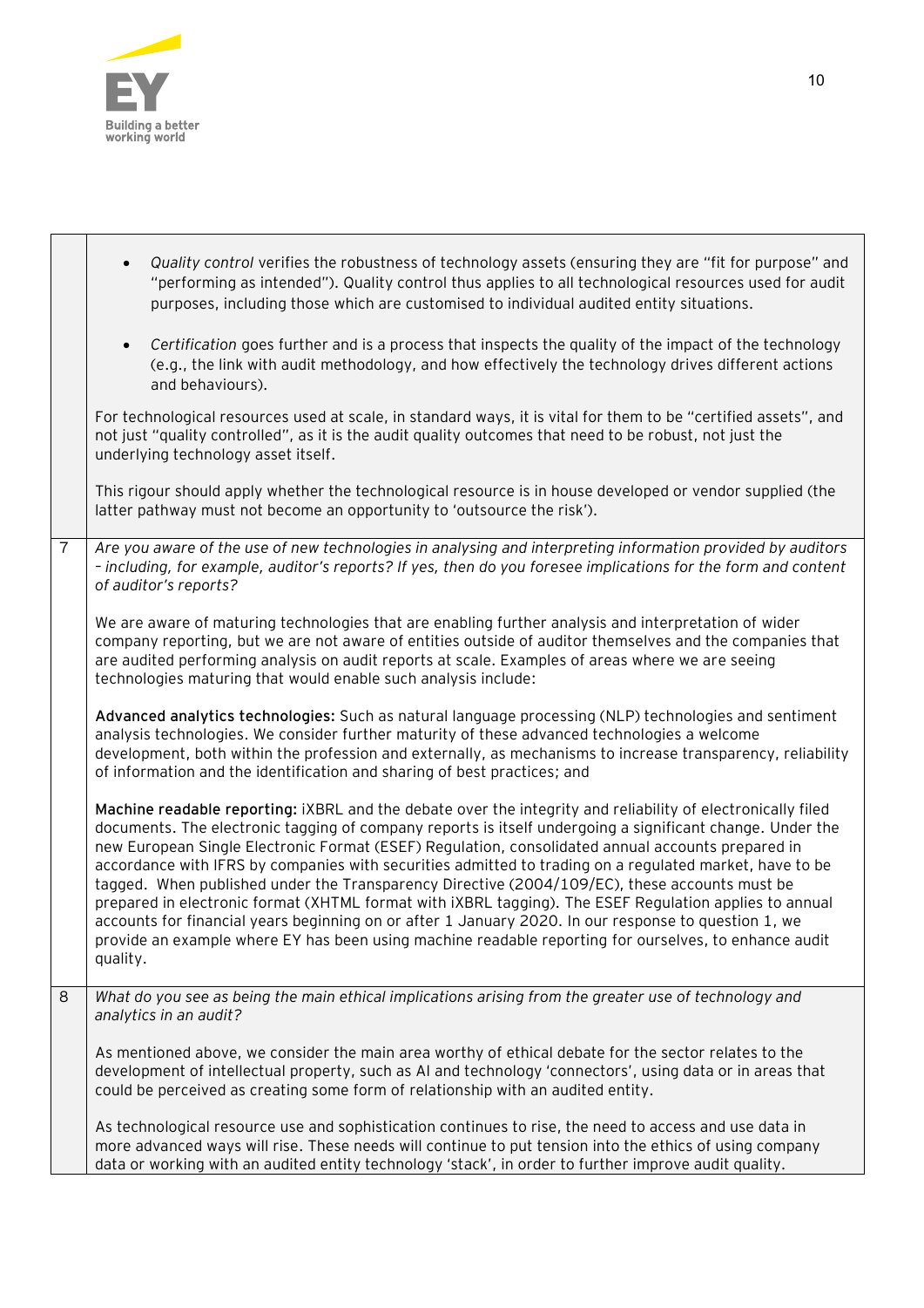| | |
|---|---|
| | • *Quality control* verifies the robustness of technology assets (ensuring they are "fit for purpose" and "performing as intended"). Quality control thus applies to all technological resources used for audit purposes, including those which are customised to individual audited entity situations.<br><br>• *Certification* goes further and is a process that inspects the quality of the impact of the technology (e.g., the link with audit methodology, and how effectively the technology drives different actions and behaviours).<br><br>For technological resources used at scale, in standard ways, it is vital for them to be "certified assets", and not just "quality controlled", as it is the audit quality outcomes that need to be robust, not just the underlying technology asset itself.<br><br>This rigour should apply whether the technological resource is in house developed or vendor supplied (the latter pathway must not become an opportunity to 'outsource the risk'). |
| 7 | *Are you aware of the use of new technologies in analysing and interpreting information provided by auditors – including, for example, auditor's reports? If yes, then do you foresee implications for the form and content of auditor's reports?*<br><br>We are aware of maturing technologies that are enabling further analysis and interpretation of wider company reporting, but we are not aware of entities outside of auditor themselves and the companies that are audited performing analysis on audit reports at scale. Examples of areas where we are seeing technologies maturing that would enable such analysis include:<br><br>**Advanced analytics technologies:** Such as natural language processing (NLP) technologies and sentiment analysis technologies. We consider further maturity of these advanced technologies a welcome development, both within the profession and externally, as mechanisms to increase transparency, reliability of information and the identification and sharing of best practices; and<br><br>**Machine readable reporting:** iXBRL and the debate over the integrity and reliability of electronically filed documents. The electronic tagging of company reports is itself undergoing a significant change. Under the new European Single Electronic Format (ESEF) Regulation, consolidated annual accounts prepared in accordance with IFRS by companies with securities admitted to trading on a regulated market, have to be tagged. When published under the Transparency Directive (2004/109/EC), these accounts must be prepared in electronic format (XHTML format with iXBRL tagging). The ESEF Regulation applies to annual accounts for financial years beginning on or after 1 January 2020. In our response to question 1, we provide an example where EY has been using machine readable reporting for ourselves, to enhance audit quality. |
| 8 | *What do you see as being the main ethical implications arising from the greater use of technology and analytics in an audit?*<br><br>As mentioned above, we consider the main area worthy of ethical debate for the sector relates to the development of intellectual property, such as AI and technology 'connectors', using data or in areas that could be perceived as creating some form of relationship with an audited entity.<br><br>As technological resource use and sophistication continues to rise, the need to access and use data in more advanced ways will rise. These needs will continue to put tension into the ethics of using company data or working with an audited entity technology 'stack', in order to further improve audit quality. |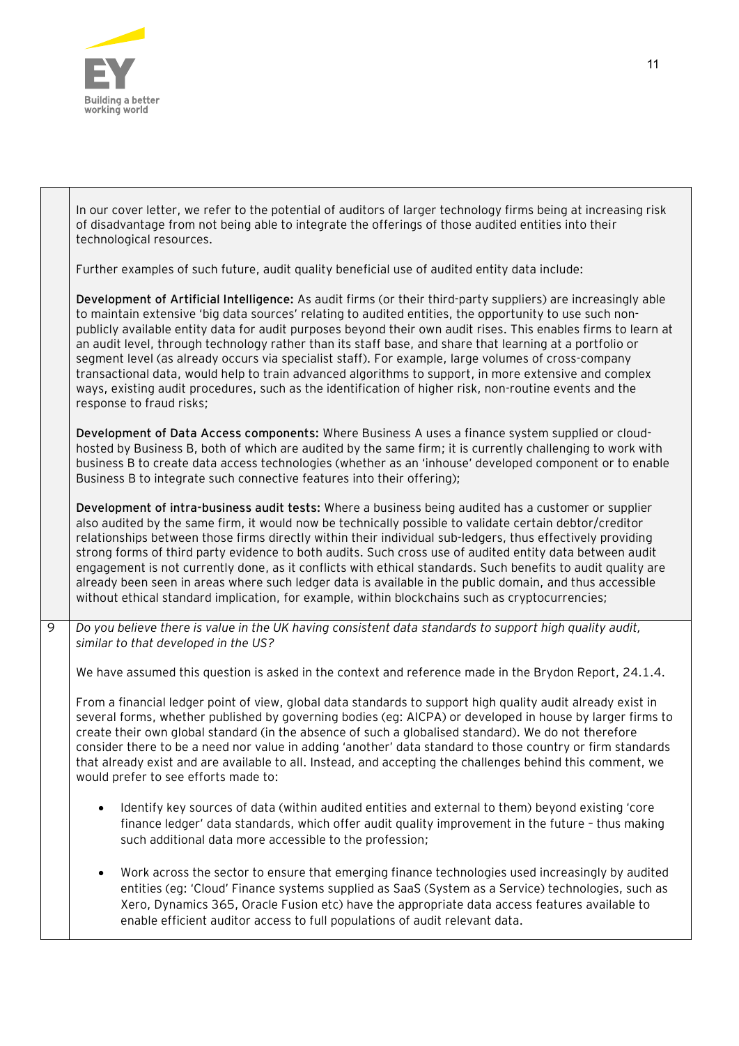| | |
|---|---|
| | In our cover letter, we refer to the potential of auditors of larger technology firms being at increasing risk of disadvantage from not being able to integrate the offerings of those audited entities into their technological resources.<br><br>Further examples of such future, audit quality beneficial use of audited entity data include:<br><br>**Development of Artificial Intelligence:** As audit firms (or their third-party suppliers) are increasingly able to maintain extensive 'big data sources' relating to audited entities, the opportunity to use such non-publicly available entity data for audit purposes beyond their own audit rises. This enables firms to learn at an audit level, through technology rather than its staff base, and share that learning at a portfolio or segment level (as already occurs via specialist staff). For example, large volumes of cross-company transactional data, would help to train advanced algorithms to support, in more extensive and complex ways, existing audit procedures, such as the identification of higher risk, non-routine events and the response to fraud risks;<br><br>**Development of Data Access components:** Where Business A uses a finance system supplied or cloud-hosted by Business B, both of which are audited by the same firm; it is currently challenging to work with business B to create data access technologies (whether as an 'inhouse' developed component or to enable Business B to integrate such connective features into their offering);<br><br>**Development of intra-business audit tests:** Where a business being audited has a customer or supplier also audited by the same firm, it would now be technically possible to validate certain debtor/creditor relationships between those firms directly within their individual sub-ledgers, thus effectively providing strong forms of third party evidence to both audits. Such cross use of audited entity data between audit engagement is not currently done, as it conflicts with ethical standards. Such benefits to audit quality are already been seen in areas where such ledger data is available in the public domain, and thus accessible without ethical standard implication, for example, within blockchains such as cryptocurrencies; |
| 9 | *Do you believe there is value in the UK having consistent data standards to support high quality audit, similar to that developed in the US?*<br><br>We have assumed this question is asked in the context and reference made in the Brydon Report, 24.1.4.<br><br>From a financial ledger point of view, global data standards to support high quality audit already exist in several forms, whether published by governing bodies (eg: AICPA) or developed in house by larger firms to create their own global standard (in the absence of such a globalised standard). We do not therefore consider there to be a need nor value in adding 'another' data standard to those country or firm standards that already exist and are available to all. Instead, and accepting the challenges behind this comment, we would prefer to see efforts made to:<br><br>• Identify key sources of data (within audited entities and external to them) beyond existing 'core finance ledger' data standards, which offer audit quality improvement in the future – thus making such additional data more accessible to the profession;<br><br>• Work across the sector to ensure that emerging finance technologies used increasingly by audited entities (eg: 'Cloud' Finance systems supplied as SaaS (System as a Service) technologies, such as Xero, Dynamics 365, Oracle Fusion etc) have the appropriate data access features available to enable efficient auditor access to full populations of audit relevant data. |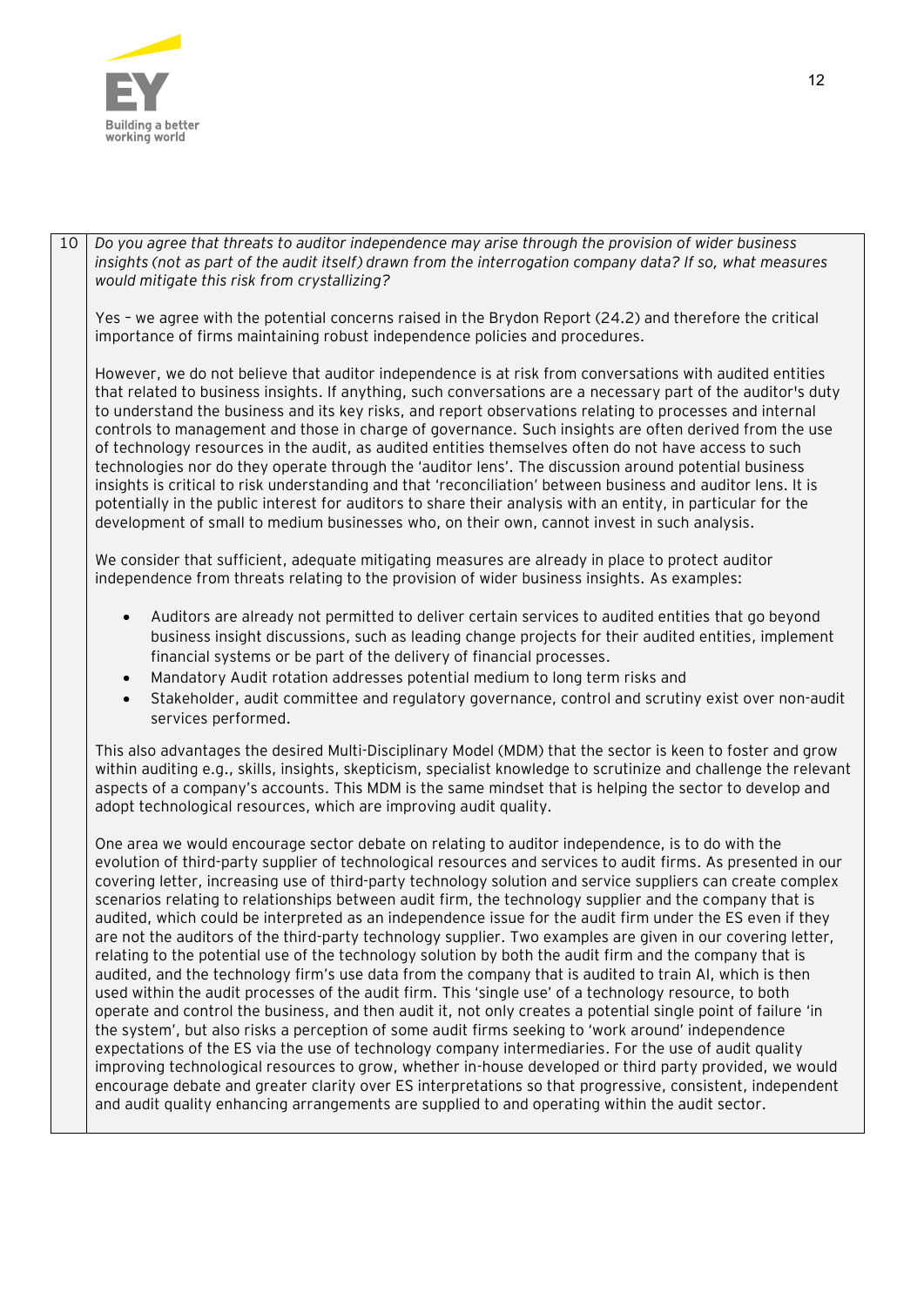| | |
|---|---|
| 10 | *Do you agree that threats to auditor independence may arise through the provision of wider business insights (not as part of the audit itself) drawn from the interrogation company data? If so, what measures would mitigate this risk from crystallizing?*<br><br>Yes – we agree with the potential concerns raised in the Brydon Report (24.2) and therefore the critical importance of firms maintaining robust independence policies and procedures.<br><br>However, we do not believe that auditor independence is at risk from conversations with audited entities that related to business insights. If anything, such conversations are a necessary part of the auditor's duty to understand the business and its key risks, and report observations relating to processes and internal controls to management and those in charge of governance. Such insights are often derived from the use of technology resources in the audit, as audited entities themselves often do not have access to such technologies nor do they operate through the 'auditor lens'. The discussion around potential business insights is critical to risk understanding and that 'reconciliation' between business and auditor lens. It is potentially in the public interest for auditors to share their analysis with an entity, in particular for the development of small to medium businesses who, on their own, cannot invest in such analysis.<br><br>We consider that sufficient, adequate mitigating measures are already in place to protect auditor independence from threats relating to the provision of wider business insights. As examples:<br><br>• Auditors are already not permitted to deliver certain services to audited entities that go beyond business insight discussions, such as leading change projects for their audited entities, implement financial systems or be part of the delivery of financial processes.<br>• Mandatory Audit rotation addresses potential medium to long term risks and<br>• Stakeholder, audit committee and regulatory governance, control and scrutiny exist over non-audit services performed.<br><br>This also advantages the desired Multi-Disciplinary Model (MDM) that the sector is keen to foster and grow within auditing e.g., skills, insights, skepticism, specialist knowledge to scrutinize and challenge the relevant aspects of a company's accounts. This MDM is the same mindset that is helping the sector to develop and adopt technological resources, which are improving audit quality.<br><br>One area we would encourage sector debate on relating to auditor independence, is to do with the evolution of third-party supplier of technological resources and services to audit firms. As presented in our covering letter, increasing use of third-party technology solution and service suppliers can create complex scenarios relating to relationships between audit firm, the technology supplier and the company that is audited, which could be interpreted as an independence issue for the audit firm under the ES even if they are not the auditors of the third-party technology supplier. Two examples are given in our covering letter, relating to the potential use of the technology solution by both the audit firm and the company that is audited, and the technology firm's use data from the company that is audited to train AI, which is then used within the audit processes of the audit firm. This 'single use' of a technology resource, to both operate and control the business, and then audit it, not only creates a potential single point of failure 'in the system', but also risks a perception of some audit firms seeking to 'work around' independence expectations of the ES via the use of technology company intermediaries. For the use of audit quality improving technological resources to grow, whether in-house developed or third party provided, we would encourage debate and greater clarity over ES interpretations so that progressive, consistent, independent and audit quality enhancing arrangements are supplied to and operating within the audit sector. |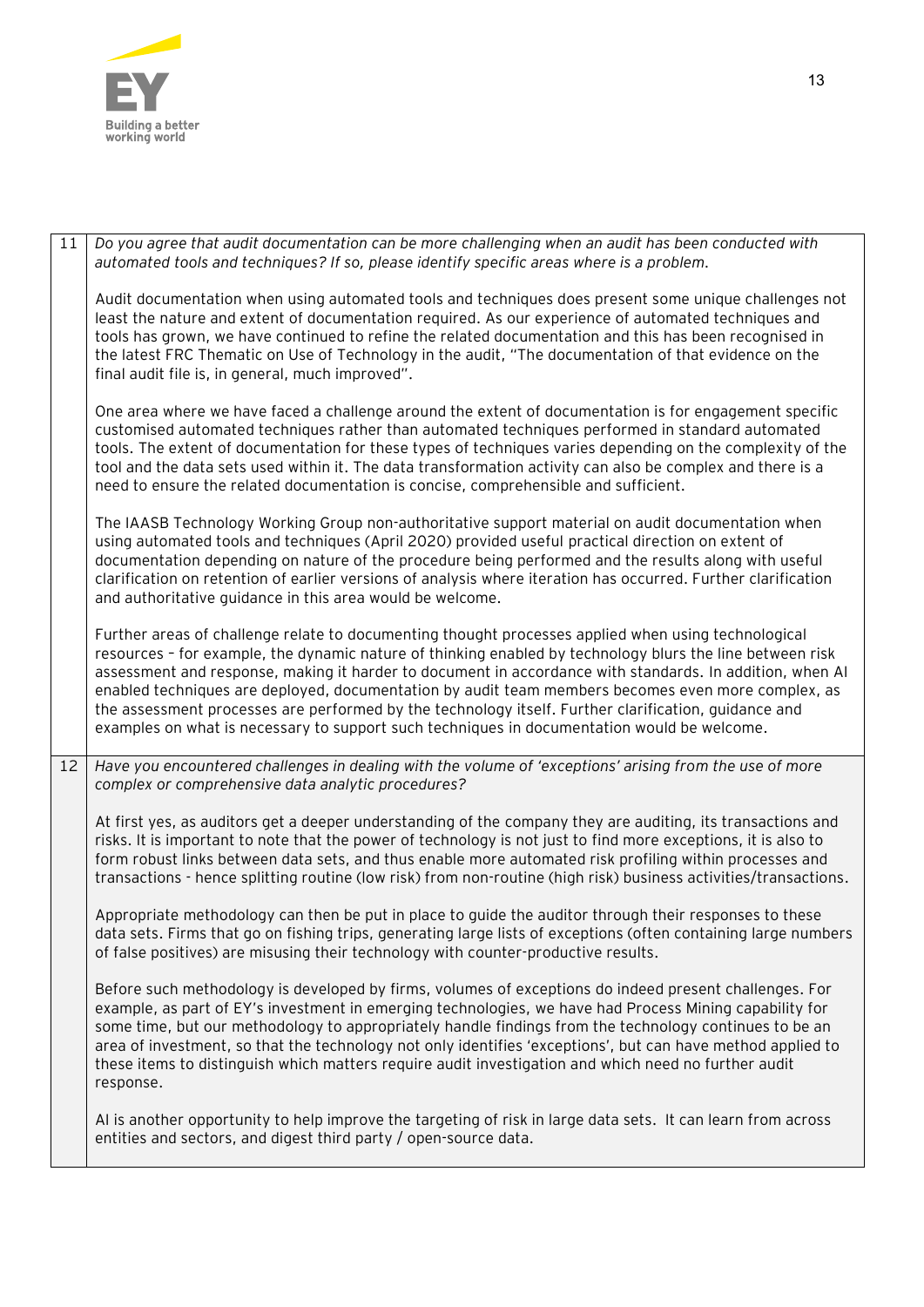| | |
|---|---|
| 11 | *Do you agree that audit documentation can be more challenging when an audit has been conducted with automated tools and techniques? If so, please identify specific areas where is a problem.*<br><br>Audit documentation when using automated tools and techniques does present some unique challenges not least the nature and extent of documentation required. As our experience of automated techniques and tools has grown, we have continued to refine the related documentation and this has been recognised in the latest FRC Thematic on Use of Technology in the audit, "The documentation of that evidence on the final audit file is, in general, much improved".<br><br>One area where we have faced a challenge around the extent of documentation is for engagement specific customised automated techniques rather than automated techniques performed in standard automated tools. The extent of documentation for these types of techniques varies depending on the complexity of the tool and the data sets used within it. The data transformation activity can also be complex and there is a need to ensure the related documentation is concise, comprehensible and sufficient.<br><br>The IAASB Technology Working Group non-authoritative support material on audit documentation when using automated tools and techniques (April 2020) provided useful practical direction on extent of documentation depending on nature of the procedure being performed and the results along with useful clarification on retention of earlier versions of analysis where iteration has occurred. Further clarification and authoritative guidance in this area would be welcome.<br><br>Further areas of challenge relate to documenting thought processes applied when using technological resources – for example, the dynamic nature of thinking enabled by technology blurs the line between risk assessment and response, making it harder to document in accordance with standards. In addition, when AI enabled techniques are deployed, documentation by audit team members becomes even more complex, as the assessment processes are performed by the technology itself. Further clarification, guidance and examples on what is necessary to support such techniques in documentation would be welcome. |
| 12 | *Have you encountered challenges in dealing with the volume of 'exceptions' arising from the use of more complex or comprehensive data analytic procedures?*<br><br>At first yes, as auditors get a deeper understanding of the company they are auditing, its transactions and risks. It is important to note that the power of technology is not just to find more exceptions, it is also to form robust links between data sets, and thus enable more automated risk profiling within processes and transactions - hence splitting routine (low risk) from non-routine (high risk) business activities/transactions.<br><br>Appropriate methodology can then be put in place to guide the auditor through their responses to these data sets. Firms that go on fishing trips, generating large lists of exceptions (often containing large numbers of false positives) are misusing their technology with counter-productive results.<br><br>Before such methodology is developed by firms, volumes of exceptions do indeed present challenges. For example, as part of EY's investment in emerging technologies, we have had Process Mining capability for some time, but our methodology to appropriately handle findings from the technology continues to be an area of investment, so that the technology not only identifies 'exceptions', but can have method applied to these items to distinguish which matters require audit investigation and which need no further audit response.<br><br>AI is another opportunity to help improve the targeting of risk in large data sets. It can learn from across entities and sectors, and digest third party / open-source data. |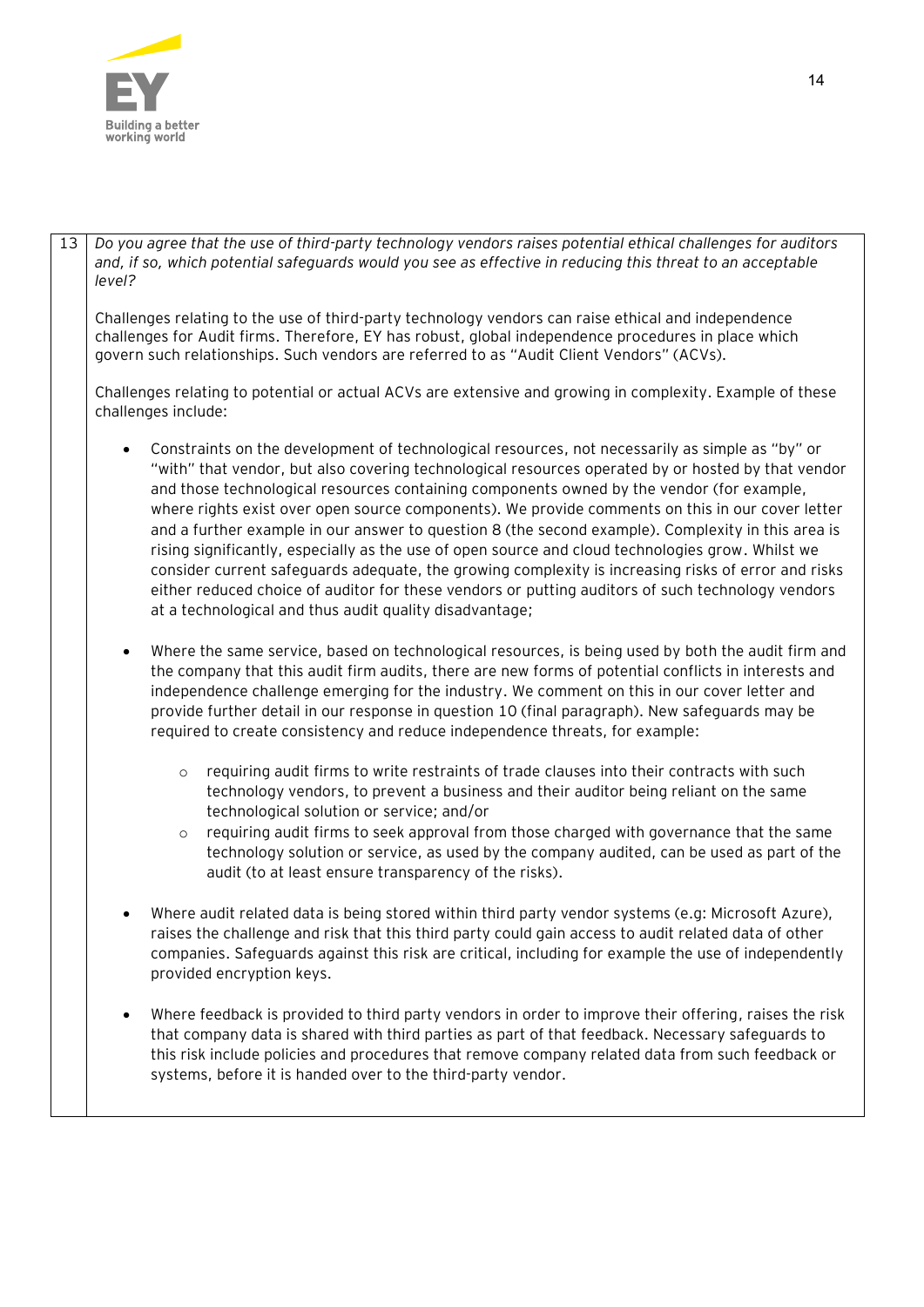| 13 | *Do you agree that the use of third-party technology vendors raises potential ethical challenges for auditors and, if so, which potential safeguards would you see as effective in reducing this threat to an acceptable level?* |
|---|---|

Challenges relating to the use of third-party technology vendors can raise ethical and independence challenges for Audit firms. Therefore, EY has robust, global independence procedures in place which govern such relationships. Such vendors are referred to as "Audit Client Vendors" (ACVs).

Challenges relating to potential or actual ACVs are extensive and growing in complexity. Example of these challenges include:

- Constraints on the development of technological resources, not necessarily as simple as "by" or "with" that vendor, but also covering technological resources operated by or hosted by that vendor and those technological resources containing components owned by the vendor (for example, where rights exist over open source components). We provide comments on this in our cover letter and a further example in our answer to question 8 (the second example). Complexity in this area is rising significantly, especially as the use of open source and cloud technologies grow. Whilst we consider current safeguards adequate, the growing complexity is increasing risks of error and risks either reduced choice of auditor for these vendors or putting auditors of such technology vendors at a technological and thus audit quality disadvantage;

- Where the same service, based on technological resources, is being used by both the audit firm and the company that this audit firm audits, there are new forms of potential conflicts in interests and independence challenge emerging for the industry. We comment on this in our cover letter and provide further detail in our response in question 10 (final paragraph). New safeguards may be required to create consistency and reduce independence threats, for example:

  - requiring audit firms to write restraints of trade clauses into their contracts with such technology vendors, to prevent a business and their auditor being reliant on the same technological solution or service; and/or
  - requiring audit firms to seek approval from those charged with governance that the same technology solution or service, as used by the company audited, can be used as part of the audit (to at least ensure transparency of the risks).

- Where audit related data is being stored within third party vendor systems (e.g: Microsoft Azure), raises the challenge and risk that this third party could gain access to audit related data of other companies. Safeguards against this risk are critical, including for example the use of independently provided encryption keys.

- Where feedback is provided to third party vendors in order to improve their offering, raises the risk that company data is shared with third parties as part of that feedback. Necessary safeguards to this risk include policies and procedures that remove company related data from such feedback or systems, before it is handed over to the third-party vendor.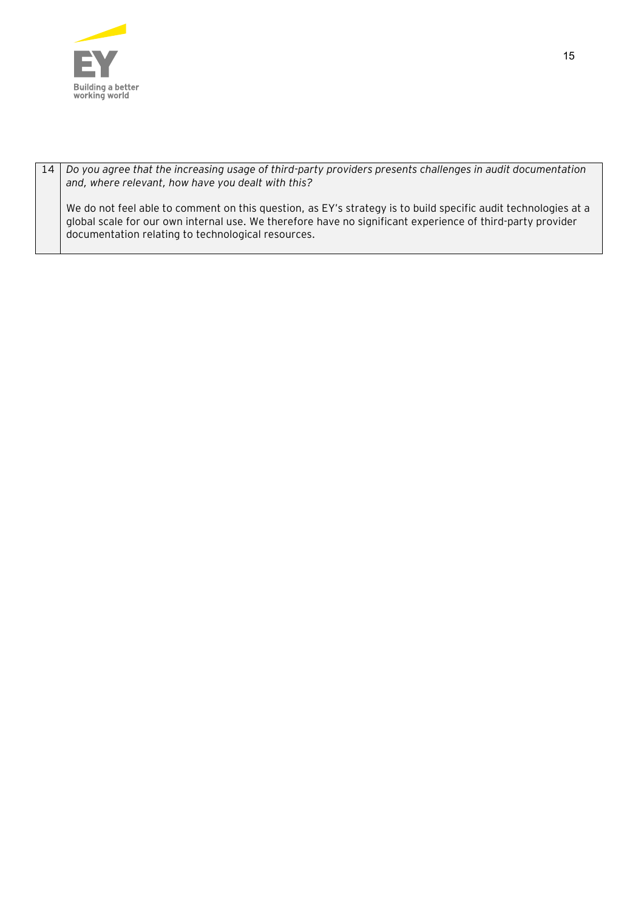| | |
|---|---|
| 14 | *Do you agree that the increasing usage of third-party providers presents challenges in audit documentation and, where relevant, how have you dealt with this?*<br><br>We do not feel able to comment on this question, as EY's strategy is to build specific audit technologies at a global scale for our own internal use. We therefore have no significant experience of third-party provider documentation relating to technological resources. |